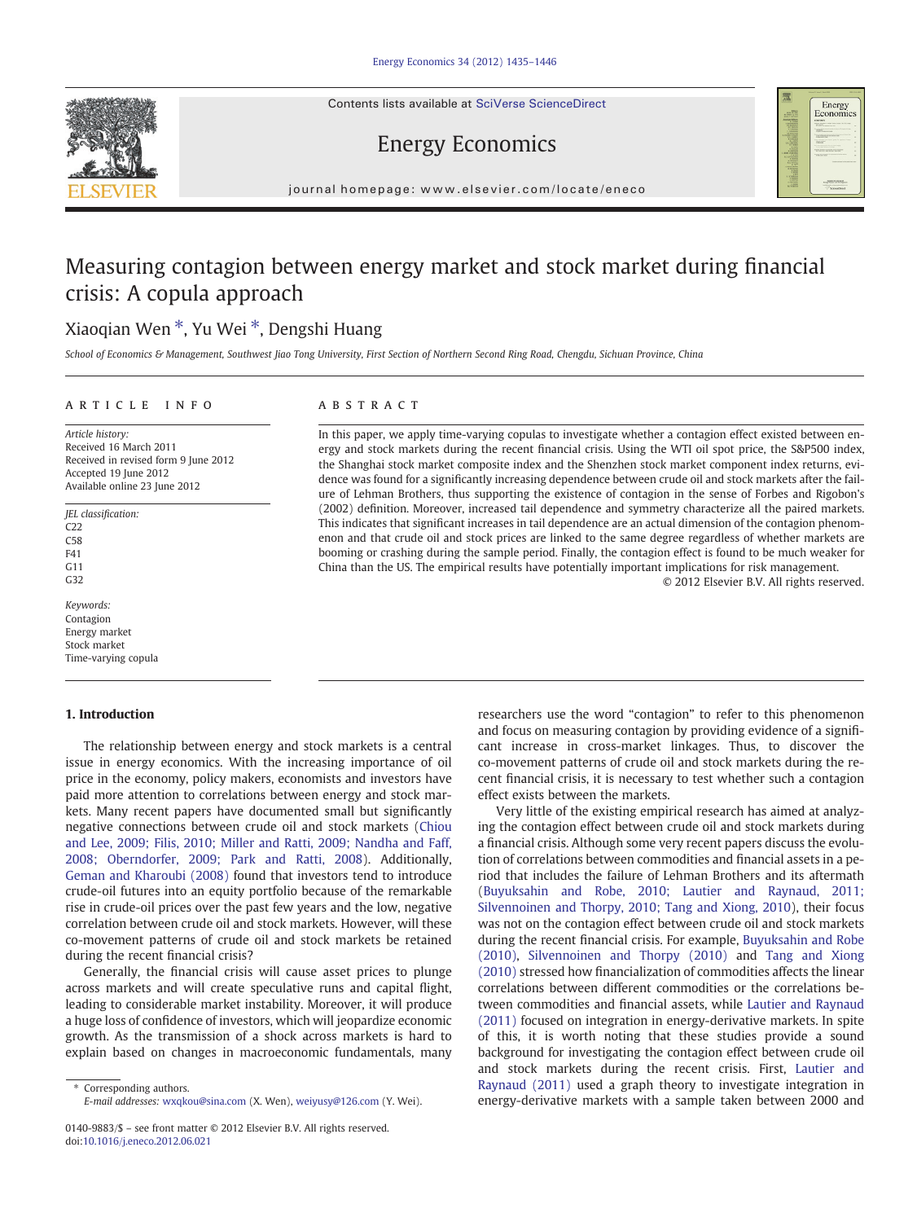# Measuring contagion between energy market and stock market during financial crisis: A copula approach

Xiaoqian Wen *, Yu Wei *, Dengshi Huang

*School of Economics & Management, Southwest Jiao Tong University, First Section of Northern Second Ring Road, Chengdu, Sichuan Province, China*

## ARTICLE INFO

*Article history:*
Received 16 March 2011
Received in revised form 9 June 2012
Accepted 19 June 2012
Available online 23 June 2012

*JEL classification:*
C22
C58
F41
G11
G32

*Keywords:*
Contagion
Energy market
Stock market
Time-varying copula

## ABSTRACT

In this paper, we apply time-varying copulas to investigate whether a contagion effect existed between energy and stock markets during the recent financial crisis. Using the WTI oil spot price, the S&P500 index, the Shanghai stock market composite index and the Shenzhen stock market component index returns, evidence was found for a significantly increasing dependence between crude oil and stock markets after the failure of Lehman Brothers, thus supporting the existence of contagion in the sense of Forbes and Rigobon's (2002) definition. Moreover, increased tail dependence and symmetry characterize all the paired markets. This indicates that significant increases in tail dependence are an actual dimension of the contagion phenomenon and that crude oil and stock prices are linked to the same degree regardless of whether markets are booming or crashing during the sample period. Finally, the contagion effect is found to be much weaker for China than the US. The empirical results have potentially important implications for risk management.

© 2012 Elsevier B.V. All rights reserved.

## 1. Introduction

The relationship between energy and stock markets is a central issue in energy economics. With the increasing importance of oil price in the economy, policy makers, economists and investors have paid more attention to correlations between energy and stock markets. Many recent papers have documented small but significantly negative connections between crude oil and stock markets (Chiou and Lee, 2009; Filis, 2010; Miller and Ratti, 2009; Nandha and Faff, 2008; Oberndorfer, 2009; Park and Ratti, 2008). Additionally, Geman and Kharoubi (2008) found that investors tend to introduce crude-oil futures into an equity portfolio because of the remarkable rise in crude-oil prices over the past few years and the low, negative correlation between crude oil and stock markets. However, will these co-movement patterns of crude oil and stock markets be retained during the recent financial crisis?

Generally, the financial crisis will cause asset prices to plunge across markets and will create speculative runs and capital flight, leading to considerable market instability. Moreover, it will produce a huge loss of confidence of investors, which will jeopardize economic growth. As the transmission of a shock across markets is hard to explain based on changes in macroeconomic fundamentals, many researchers use the word "contagion" to refer to this phenomenon and focus on measuring contagion by providing evidence of a significant increase in cross-market linkages. Thus, to discover the co-movement patterns of crude oil and stock markets during the recent financial crisis, it is necessary to test whether such a contagion effect exists between the markets.

Very little of the existing empirical research has aimed at analyzing the contagion effect between crude oil and stock markets during a financial crisis. Although some very recent papers discuss the evolution of correlations between commodities and financial assets in a period that includes the failure of Lehman Brothers and its aftermath (Buyuksahin and Robe, 2010; Lautier and Raynaud, 2011; Silvennoinen and Thorpy, 2010; Tang and Xiong, 2010), their focus was not on the contagion effect between crude oil and stock markets during the recent financial crisis. For example, Buyuksahin and Robe (2010), Silvennoinen and Thorpy (2010) and Tang and Xiong (2010) stressed how financialization of commodities affects the linear correlations between different commodities or the correlations between commodities and financial assets, while Lautier and Raynaud (2011) focused on integration in energy-derivative markets. In spite of this, it is worth noting that these studies provide a sound background for investigating the contagion effect between crude oil and stock markets during the recent crisis. First, Lautier and Raynaud (2011) used a graph theory to investigate integration in energy-derivative markets with a sample taken between 2000 and

---

\* Corresponding authors.
*E-mail addresses:* wxqkou@sina.com (X. Wen), weiyusy@126.com (Y. Wei).

0140-9883/$ – see front matter © 2012 Elsevier B.V. All rights reserved.
doi:10.1016/j.eneco.2012.06.021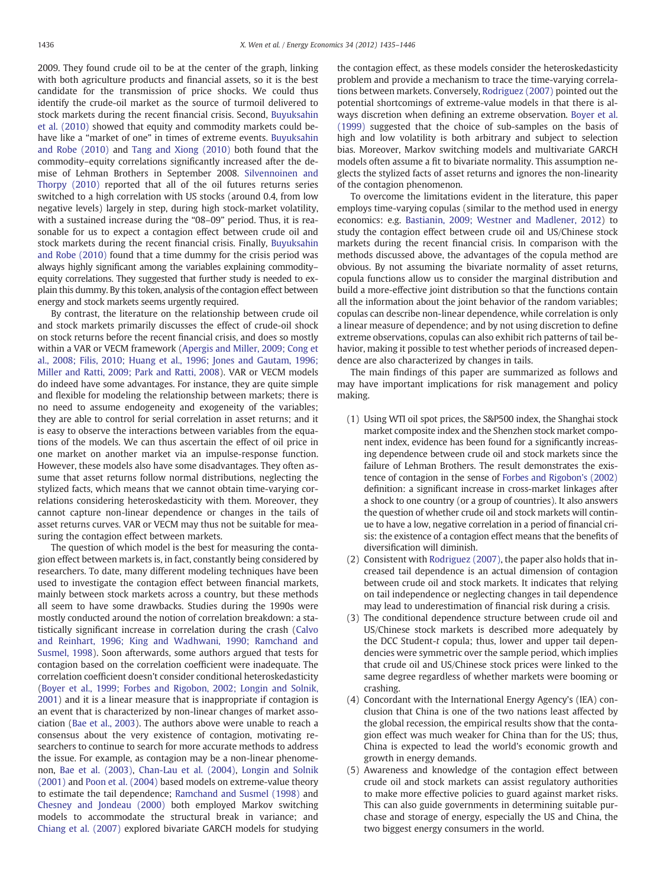2009. They found crude oil to be at the center of the graph, linking with both agriculture products and financial assets, so it is the best candidate for the transmission of price shocks. We could thus identify the crude-oil market as the source of turmoil delivered to stock markets during the recent financial crisis. Second, Buyuksahin et al. (2010) showed that equity and commodity markets could behave like a "market of one" in times of extreme events. Buyuksahin and Robe (2010) and Tang and Xiong (2010) both found that the commodity–equity correlations significantly increased after the demise of Lehman Brothers in September 2008. Silvennoinen and Thorpy (2010) reported that all of the oil futures returns series switched to a high correlation with US stocks (around 0.4, from low negative levels) largely in step, during high stock-market volatility, with a sustained increase during the "08–09" period. Thus, it is reasonable for us to expect a contagion effect between crude oil and stock markets during the recent financial crisis. Finally, Buyuksahin and Robe (2010) found that a time dummy for the crisis period was always highly significant among the variables explaining commodity–equity correlations. They suggested that further study is needed to explain this dummy. By this token, analysis of the contagion effect between energy and stock markets seems urgently required.

By contrast, the literature on the relationship between crude oil and stock markets primarily discusses the effect of crude-oil shock on stock returns before the recent financial crisis, and does so mostly within a VAR or VECM framework (Apergis and Miller, 2009; Cong et al., 2008; Filis, 2010; Huang et al., 1996; Jones and Gautam, 1996; Miller and Ratti, 2009; Park and Ratti, 2008). VAR or VECM models do indeed have some advantages. For instance, they are quite simple and flexible for modeling the relationship between markets; there is no need to assume endogeneity and exogeneity of the variables; they are able to control for serial correlation in asset returns; and it is easy to observe the interactions between variables from the equations of the models. We can thus ascertain the effect of oil price in one market on another market via an impulse-response function. However, these models also have some disadvantages. They often assume that asset returns follow normal distributions, neglecting the stylized facts, which means that we cannot obtain time-varying correlations considering heteroskedasticity with them. Moreover, they cannot capture non-linear dependence or changes in the tails of asset returns curves. VAR or VECM may thus not be suitable for measuring the contagion effect between markets.

The question of which model is the best for measuring the contagion effect between markets is, in fact, constantly being considered by researchers. To date, many different modeling techniques have been used to investigate the contagion effect between financial markets, mainly between stock markets across a country, but these methods all seem to have some drawbacks. Studies during the 1990s were mostly conducted around the notion of correlation breakdown: a statistically significant increase in correlation during the crash (Calvo and Reinhart, 1996; King and Wadhwani, 1990; Ramchand and Susmel, 1998). Soon afterwards, some authors argued that tests for contagion based on the correlation coefficient were inadequate. The correlation coefficient doesn't consider conditional heteroskedasticity (Boyer et al., 1999; Forbes and Rigobon, 2002; Longin and Solnik, 2001) and it is a linear measure that is inappropriate if contagion is an event that is characterized by non-linear changes of market association (Bae et al., 2003). The authors above were unable to reach a consensus about the very existence of contagion, motivating researchers to continue to search for more accurate methods to address the issue. For example, as contagion may be a non-linear phenomenon, Bae et al. (2003), Chan-Lau et al. (2004), Longin and Solnik (2001) and Poon et al. (2004) based models on extreme-value theory to estimate the tail dependence; Ramchand and Susmel (1998) and Chesney and Jondeau (2000) both employed Markov switching models to accommodate the structural break in variance; and Chiang et al. (2007) explored bivariate GARCH models for studying the contagion effect, as these models consider the heteroskedasticity problem and provide a mechanism to trace the time-varying correlations between markets. Conversely, Rodriguez (2007) pointed out the potential shortcomings of extreme-value models in that there is always discretion when defining an extreme observation. Boyer et al. (1999) suggested that the choice of sub-samples on the basis of high and low volatility is both arbitrary and subject to selection bias. Moreover, Markov switching models and multivariate GARCH models often assume a fit to bivariate normality. This assumption neglects the stylized facts of asset returns and ignores the non-linearity of the contagion phenomenon.

To overcome the limitations evident in the literature, this paper employs time-varying copulas (similar to the method used in energy economics: e.g. Bastianin, 2009; Westner and Madlener, 2012) to study the contagion effect between crude oil and US/Chinese stock markets during the recent financial crisis. In comparison with the methods discussed above, the advantages of the copula method are obvious. By not assuming the bivariate normality of asset returns, copula functions allow us to consider the marginal distribution and build a more-effective joint distribution so that the functions contain all the information about the joint behavior of the random variables; copulas can describe non-linear dependence, while correlation is only a linear measure of dependence; and by not using discretion to define extreme observations, copulas can also exhibit rich patterns of tail behavior, making it possible to test whether periods of increased dependence are also characterized by changes in tails.

The main findings of this paper are summarized as follows and may have important implications for risk management and policy making.

(1) Using WTI oil spot prices, the S&P500 index, the Shanghai stock market composite index and the Shenzhen stock market component index, evidence has been found for a significantly increasing dependence between crude oil and stock markets since the failure of Lehman Brothers. The result demonstrates the existence of contagion in the sense of Forbes and Rigobon's (2002) definition: a significant increase in cross-market linkages after a shock to one country (or a group of countries). It also answers the question of whether crude oil and stock markets will continue to have a low, negative correlation in a period of financial crisis: the existence of a contagion effect means that the benefits of diversification will diminish.

(2) Consistent with Rodriguez (2007), the paper also holds that increased tail dependence is an actual dimension of contagion between crude oil and stock markets. It indicates that relying on tail independence or neglecting changes in tail dependence may lead to underestimation of financial risk during a crisis.

(3) The conditional dependence structure between crude oil and US/Chinese stock markets is described more adequately by the DCC Student-*t* copula; thus, lower and upper tail dependencies were symmetric over the sample period, which implies that crude oil and US/Chinese stock prices were linked to the same degree regardless of whether markets were booming or crashing.

(4) Concordant with the International Energy Agency's (IEA) conclusion that China is one of the two nations least affected by the global recession, the empirical results show that the contagion effect was much weaker for China than for the US; thus, China is expected to lead the world's economic growth and growth in energy demands.

(5) Awareness and knowledge of the contagion effect between crude oil and stock markets can assist regulatory authorities to make more effective policies to guard against market risks. This can also guide governments in determining suitable purchase and storage of energy, especially the US and China, the two biggest energy consumers in the world.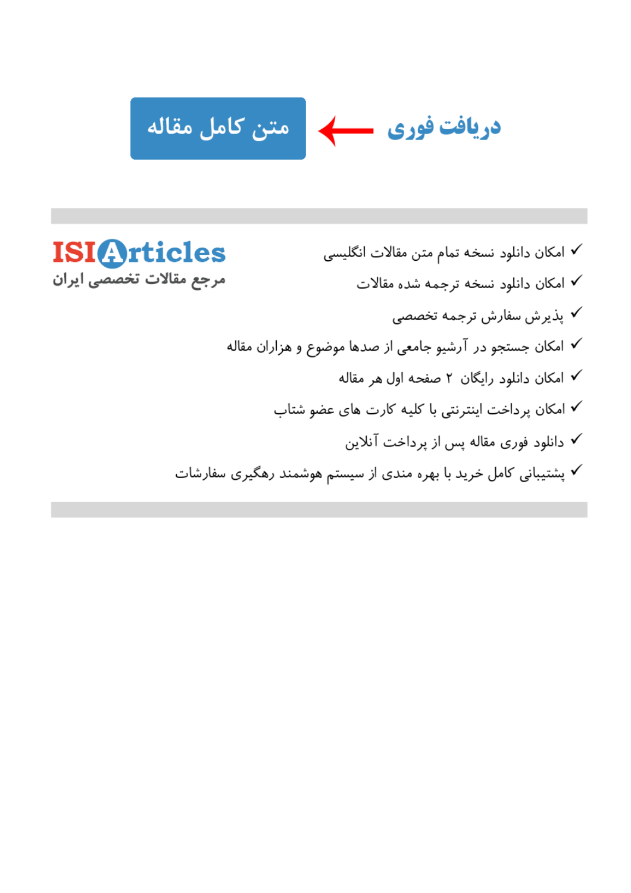دریافت فوری ← **متن کامل مقاله**

**ISIArticles**
مرجع مقالات تخصصی ایران

- ✓ امکان دانلود نسخه تمام متن مقالات انگلیسی
- ✓ امکان دانلود نسخه ترجمه شده مقالات
- ✓ پذیرش سفارش ترجمه تخصصی
- ✓ امکان جستجو در آرشیو جامعی از صدها موضوع و هزاران مقاله
- ✓ امکان دانلود رایگان ۲ صفحه اول هر مقاله
- ✓ امکان پرداخت اینترنتی با کلیه کارت های عضو شتاب
- ✓ دانلود فوری مقاله پس از پرداخت آنلاین
- ✓ پشتیبانی کامل خرید با بهره مندی از سیستم هوشمند رهگیری سفارشات